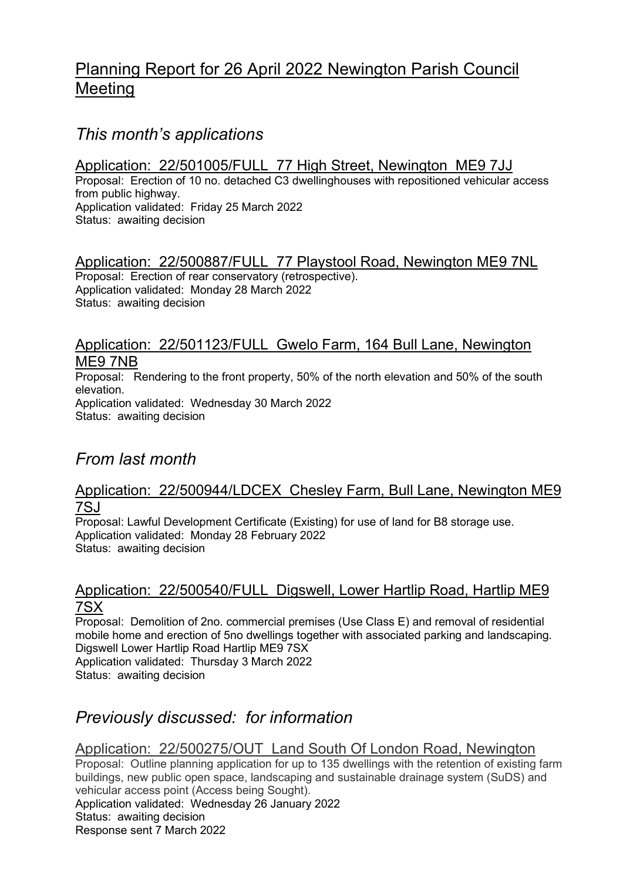# Planning Report for 26 April 2022 Newington Parish Council Meeting

## *This month's applications*

### Application: 22/501005/FULL 77 High Street, Newington ME9 7JJ

Proposal: Erection of 10 no. detached C3 dwellinghouses with repositioned vehicular access from public highway.
Application validated: Friday 25 March 2022
Status: awaiting decision

### Application: 22/500887/FULL 77 Playstool Road, Newington ME9 7NL

Proposal: Erection of rear conservatory (retrospective).
Application validated: Monday 28 March 2022
Status: awaiting decision

### Application: 22/501123/FULL Gwelo Farm, 164 Bull Lane, Newington ME9 7NB

Proposal: Rendering to the front property, 50% of the north elevation and 50% of the south elevation.
Application validated: Wednesday 30 March 2022
Status: awaiting decision

## *From last month*

### Application: 22/500944/LDCEX Chesley Farm, Bull Lane, Newington ME9 7SJ

Proposal: Lawful Development Certificate (Existing) for use of land for B8 storage use.
Application validated: Monday 28 February 2022
Status: awaiting decision

### Application: 22/500540/FULL Digswell, Lower Hartlip Road, Hartlip ME9 7SX

Proposal: Demolition of 2no. commercial premises (Use Class E) and removal of residential mobile home and erection of 5no dwellings together with associated parking and landscaping. Digswell Lower Hartlip Road Hartlip ME9 7SX
Application validated: Thursday 3 March 2022
Status: awaiting decision

## *Previously discussed: for information*

### Application: 22/500275/OUT Land South Of London Road, Newington

Proposal: Outline planning application for up to 135 dwellings with the retention of existing farm buildings, new public open space, landscaping and sustainable drainage system (SuDS) and vehicular access point (Access being Sought).
Application validated: Wednesday 26 January 2022
Status: awaiting decision
Response sent 7 March 2022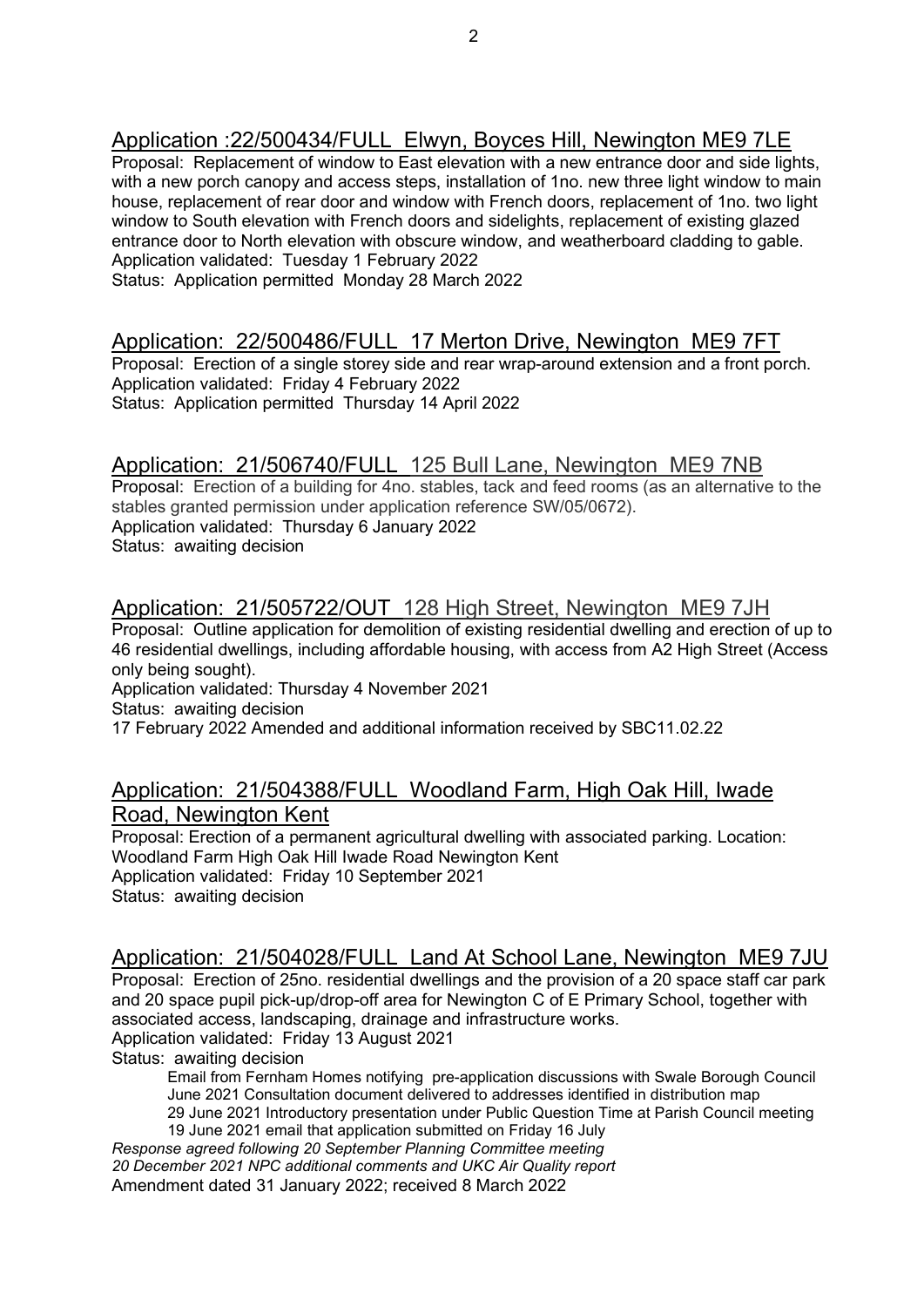## Application :22/500434/FULL Elwyn, Boyces Hill, Newington ME9 7LE

Proposal: Replacement of window to East elevation with a new entrance door and side lights, with a new porch canopy and access steps, installation of 1no. new three light window to main house, replacement of rear door and window with French doors, replacement of 1no. two light window to South elevation with French doors and sidelights, replacement of existing glazed entrance door to North elevation with obscure window, and weatherboard cladding to gable.
Application validated: Tuesday 1 February 2022
Status: Application permitted Monday 28 March 2022

## Application: 22/500486/FULL 17 Merton Drive, Newington ME9 7FT

Proposal: Erection of a single storey side and rear wrap-around extension and a front porch.
Application validated: Friday 4 February 2022
Status: Application permitted Thursday 14 April 2022

## Application: 21/506740/FULL 125 Bull Lane, Newington ME9 7NB

Proposal: Erection of a building for 4no. stables, tack and feed rooms (as an alternative to the stables granted permission under application reference SW/05/0672).
Application validated: Thursday 6 January 2022
Status: awaiting decision

## Application: 21/505722/OUT 128 High Street, Newington ME9 7JH

Proposal: Outline application for demolition of existing residential dwelling and erection of up to 46 residential dwellings, including affordable housing, with access from A2 High Street (Access only being sought).
Application validated: Thursday 4 November 2021
Status: awaiting decision
17 February 2022 Amended and additional information received by SBC11.02.22

## Application: 21/504388/FULL Woodland Farm, High Oak Hill, Iwade Road, Newington Kent

Proposal: Erection of a permanent agricultural dwelling with associated parking. Location: Woodland Farm High Oak Hill Iwade Road Newington Kent
Application validated: Friday 10 September 2021
Status: awaiting decision

## Application: 21/504028/FULL Land At School Lane, Newington ME9 7JU

Proposal: Erection of 25no. residential dwellings and the provision of a 20 space staff car park and 20 space pupil pick-up/drop-off area for Newington C of E Primary School, together with associated access, landscaping, drainage and infrastructure works.
Application validated: Friday 13 August 2021
Status: awaiting decision

> Email from Fernham Homes notifying pre-application discussions with Swale Borough Council
> June 2021 Consultation document delivered to addresses identified in distribution map
> 29 June 2021 Introductory presentation under Public Question Time at Parish Council meeting
> 19 June 2021 email that application submitted on Friday 16 July

*Response agreed following 20 September Planning Committee meeting*
*20 December 2021 NPC additional comments and UKC Air Quality report*
Amendment dated 31 January 2022; received 8 March 2022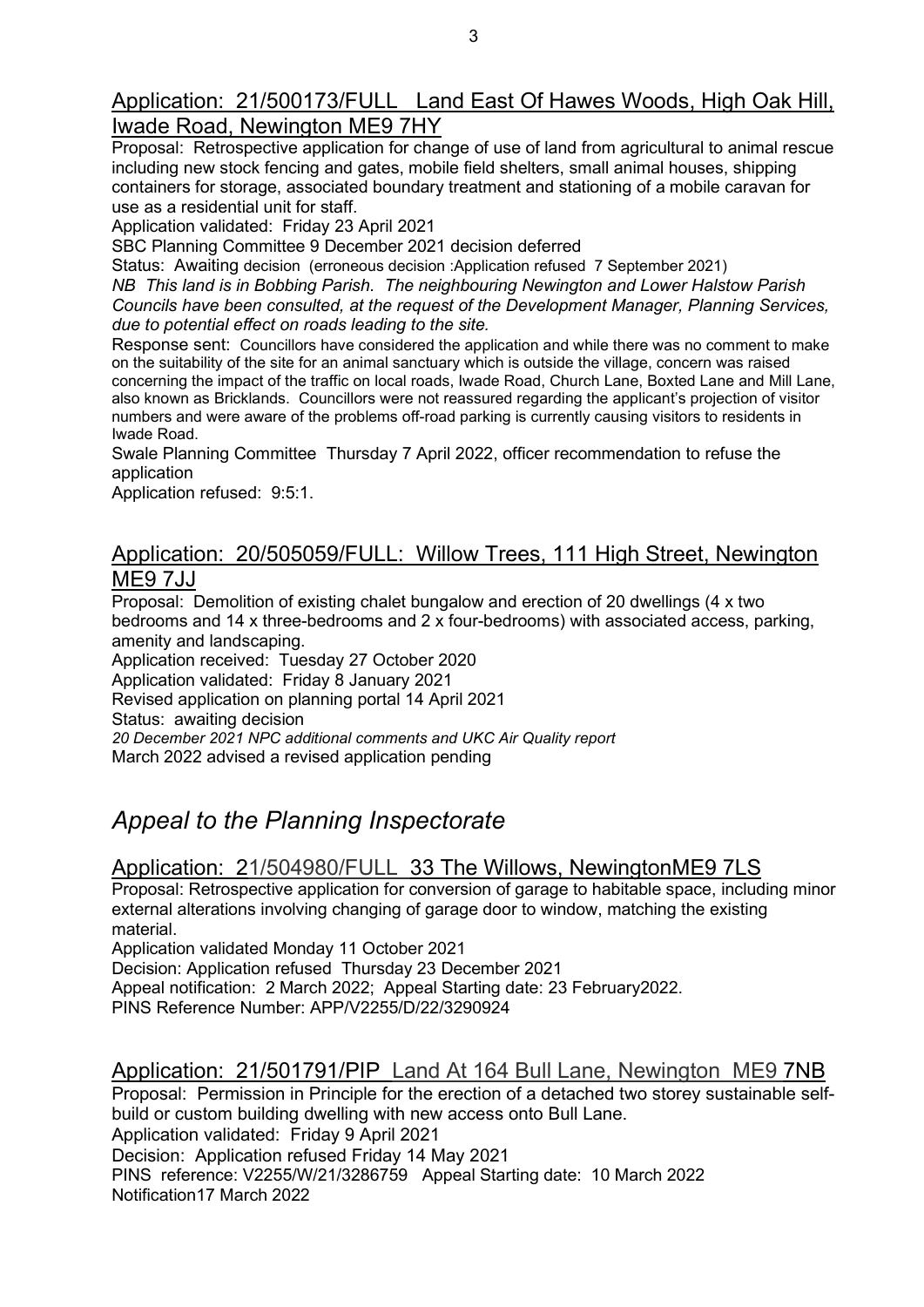## Application: 21/500173/FULL Land East Of Hawes Woods, High Oak Hill, Iwade Road, Newington ME9 7HY

Proposal: Retrospective application for change of use of land from agricultural to animal rescue including new stock fencing and gates, mobile field shelters, small animal houses, shipping containers for storage, associated boundary treatment and stationing of a mobile caravan for use as a residential unit for staff.

Application validated: Friday 23 April 2021

SBC Planning Committee 9 December 2021 decision deferred

Status: Awaiting decision (erroneous decision :Application refused 7 September 2021)

*NB This land is in Bobbing Parish. The neighbouring Newington and Lower Halstow Parish Councils have been consulted, at the request of the Development Manager, Planning Services, due to potential effect on roads leading to the site.*

Response sent: Councillors have considered the application and while there was no comment to make on the suitability of the site for an animal sanctuary which is outside the village, concern was raised concerning the impact of the traffic on local roads, Iwade Road, Church Lane, Boxted Lane and Mill Lane, also known as Bricklands. Councillors were not reassured regarding the applicant's projection of visitor numbers and were aware of the problems off-road parking is currently causing visitors to residents in Iwade Road.

Swale Planning Committee Thursday 7 April 2022, officer recommendation to refuse the application

Application refused: 9:5:1.

## Application: 20/505059/FULL: Willow Trees, 111 High Street, Newington ME9 7JJ

Proposal: Demolition of existing chalet bungalow and erection of 20 dwellings (4 x two bedrooms and 14 x three-bedrooms and 2 x four-bedrooms) with associated access, parking, amenity and landscaping.

Application received: Tuesday 27 October 2020

Application validated: Friday 8 January 2021

Revised application on planning portal 14 April 2021

Status: awaiting decision

*20 December 2021 NPC additional comments and UKC Air Quality report*

March 2022 advised a revised application pending

# *Appeal to the Planning Inspectorate*

## Application: 21/504980/FULL 33 The Willows, NewingtonME9 7LS

Proposal: Retrospective application for conversion of garage to habitable space, including minor external alterations involving changing of garage door to window, matching the existing material.

Application validated Monday 11 October 2021

Decision: Application refused Thursday 23 December 2021

Appeal notification: 2 March 2022; Appeal Starting date: 23 February2022.

PINS Reference Number: APP/V2255/D/22/3290924

## Application: 21/501791/PIP Land At 164 Bull Lane, Newington ME9 7NB

Proposal: Permission in Principle for the erection of a detached two storey sustainable self-build or custom building dwelling with new access onto Bull Lane.

Application validated: Friday 9 April 2021

Decision: Application refused Friday 14 May 2021

PINS reference: V2255/W/21/3286759 Appeal Starting date: 10 March 2022

Notification17 March 2022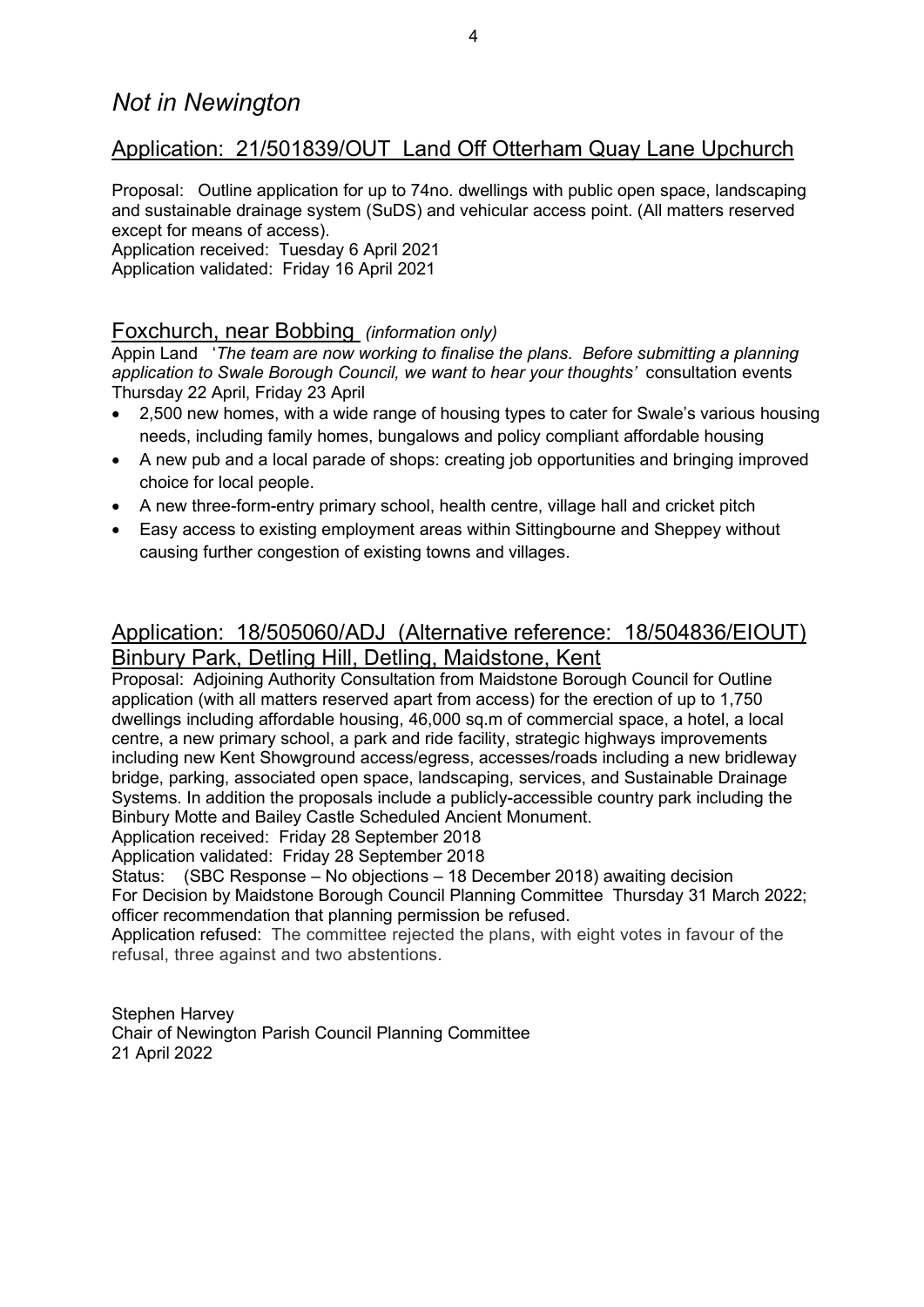# *Not in Newington*

## Application: 21/501839/OUT Land Off Otterham Quay Lane Upchurch

Proposal: Outline application for up to 74no. dwellings with public open space, landscaping and sustainable drainage system (SuDS) and vehicular access point. (All matters reserved except for means of access).
Application received: Tuesday 6 April 2021
Application validated: Friday 16 April 2021

## Foxchurch, near Bobbing *(information only)*

Appin Land '*The team are now working to finalise the plans. Before submitting a planning application to Swale Borough Council, we want to hear your thoughts'* consultation events Thursday 22 April, Friday 23 April

- 2,500 new homes, with a wide range of housing types to cater for Swale's various housing needs, including family homes, bungalows and policy compliant affordable housing
- A new pub and a local parade of shops: creating job opportunities and bringing improved choice for local people.
- A new three-form-entry primary school, health centre, village hall and cricket pitch
- Easy access to existing employment areas within Sittingbourne and Sheppey without causing further congestion of existing towns and villages.

## Application: 18/505060/ADJ (Alternative reference: 18/504836/EIOUT) Binbury Park, Detling Hill, Detling, Maidstone, Kent

Proposal: Adjoining Authority Consultation from Maidstone Borough Council for Outline application (with all matters reserved apart from access) for the erection of up to 1,750 dwellings including affordable housing, 46,000 sq.m of commercial space, a hotel, a local centre, a new primary school, a park and ride facility, strategic highways improvements including new Kent Showground access/egress, accesses/roads including a new bridleway bridge, parking, associated open space, landscaping, services, and Sustainable Drainage Systems. In addition the proposals include a publicly-accessible country park including the Binbury Motte and Bailey Castle Scheduled Ancient Monument.
Application received: Friday 28 September 2018
Application validated: Friday 28 September 2018
Status: (SBC Response – No objections – 18 December 2018) awaiting decision
For Decision by Maidstone Borough Council Planning Committee Thursday 31 March 2022; officer recommendation that planning permission be refused.
Application refused: The committee rejected the plans, with eight votes in favour of the refusal, three against and two abstentions.

Stephen Harvey
Chair of Newington Parish Council Planning Committee
21 April 2022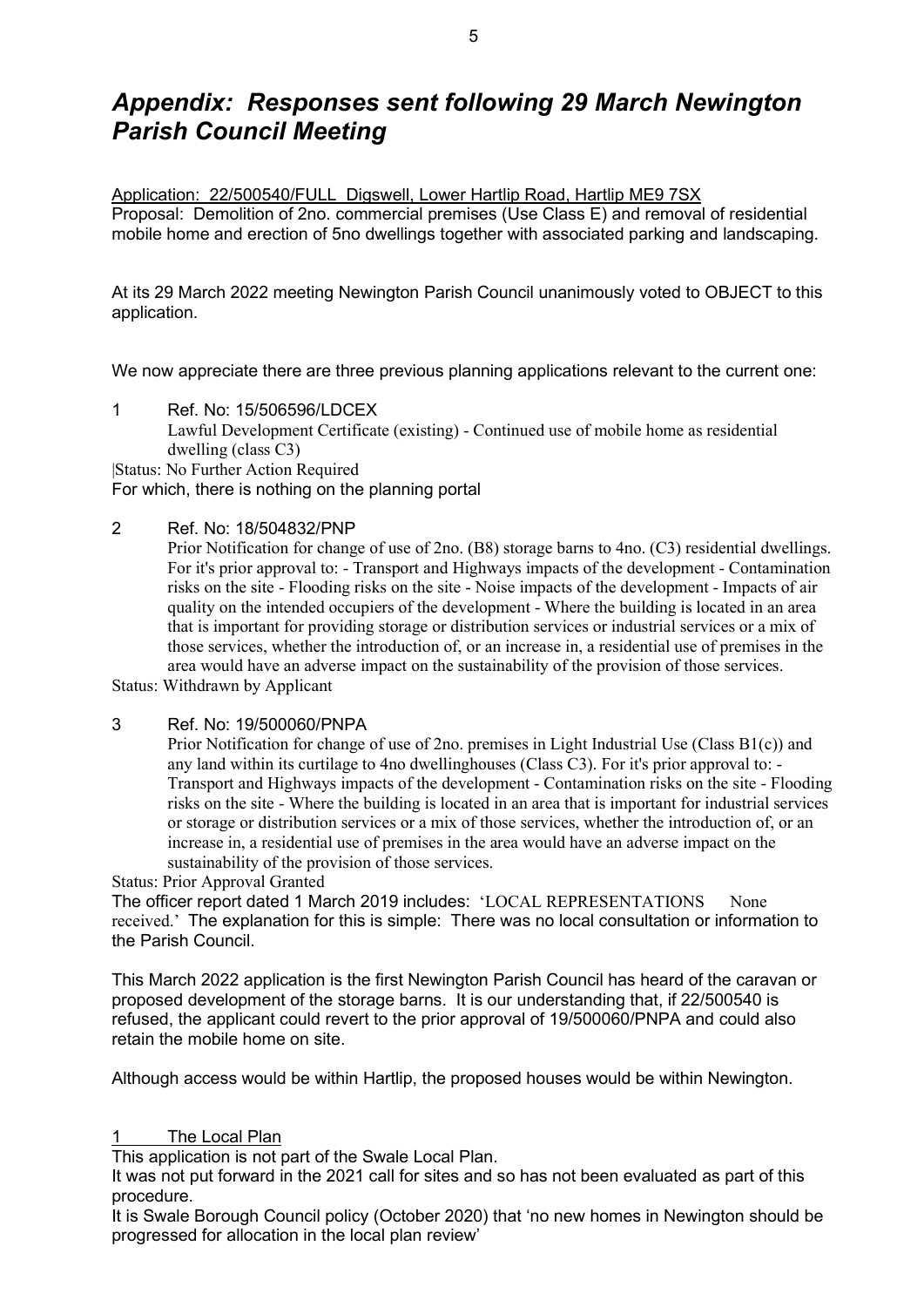# *Appendix: Responses sent following 29 March Newington Parish Council Meeting*

Application: 22/500540/FULL Digswell, Lower Hartlip Road, Hartlip ME9 7SX
Proposal: Demolition of 2no. commercial premises (Use Class E) and removal of residential mobile home and erection of 5no dwellings together with associated parking and landscaping.

At its 29 March 2022 meeting Newington Parish Council unanimously voted to OBJECT to this application.

We now appreciate there are three previous planning applications relevant to the current one:

1 Ref. No: 15/506596/LDCEX
Lawful Development Certificate (existing) - Continued use of mobile home as residential dwelling (class C3)
|Status: No Further Action Required
For which, there is nothing on the planning portal

2 Ref. No: 18/504832/PNP
Prior Notification for change of use of 2no. (B8) storage barns to 4no. (C3) residential dwellings. For it's prior approval to: - Transport and Highways impacts of the development - Contamination risks on the site - Flooding risks on the site - Noise impacts of the development - Impacts of air quality on the intended occupiers of the development - Where the building is located in an area that is important for providing storage or distribution services or industrial services or a mix of those services, whether the introduction of, or an increase in, a residential use of premises in the area would have an adverse impact on the sustainability of the provision of those services.
Status: Withdrawn by Applicant

3 Ref. No: 19/500060/PNPA
Prior Notification for change of use of 2no. premises in Light Industrial Use (Class B1(c)) and any land within its curtilage to 4no dwellinghouses (Class C3). For it's prior approval to: - Transport and Highways impacts of the development - Contamination risks on the site - Flooding risks on the site - Where the building is located in an area that is important for industrial services or storage or distribution services or a mix of those services, whether the introduction of, or an increase in, a residential use of premises in the area would have an adverse impact on the sustainability of the provision of those services.
Status: Prior Approval Granted
The officer report dated 1 March 2019 includes: 'LOCAL REPRESENTATIONS None received.' The explanation for this is simple: There was no local consultation or information to the Parish Council.

This March 2022 application is the first Newington Parish Council has heard of the caravan or proposed development of the storage barns. It is our understanding that, if 22/500540 is refused, the applicant could revert to the prior approval of 19/500060/PNPA and could also retain the mobile home on site.

Although access would be within Hartlip, the proposed houses would be within Newington.

1 The Local Plan

This application is not part of the Swale Local Plan.
It was not put forward in the 2021 call for sites and so has not been evaluated as part of this procedure.
It is Swale Borough Council policy (October 2020) that 'no new homes in Newington should be progressed for allocation in the local plan review'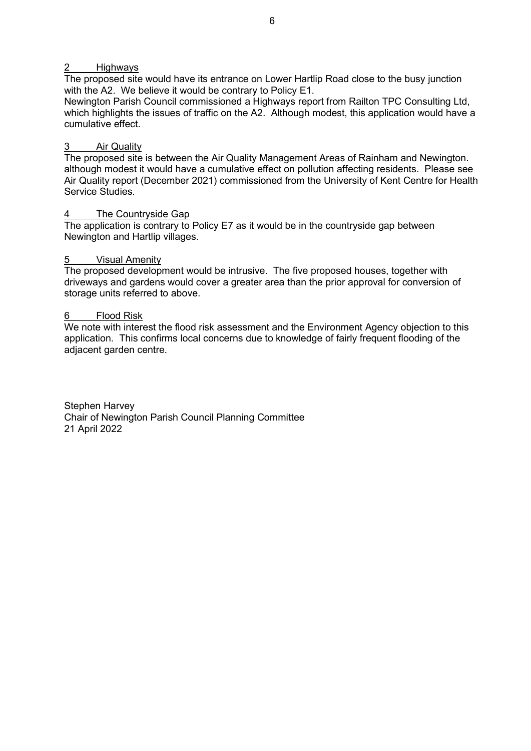## 2 Highways

The proposed site would have its entrance on Lower Hartlip Road close to the busy junction with the A2. We believe it would be contrary to Policy E1.

Newington Parish Council commissioned a Highways report from Railton TPC Consulting Ltd, which highlights the issues of traffic on the A2. Although modest, this application would have a cumulative effect.

## 3 Air Quality

The proposed site is between the Air Quality Management Areas of Rainham and Newington. although modest it would have a cumulative effect on pollution affecting residents. Please see Air Quality report (December 2021) commissioned from the University of Kent Centre for Health Service Studies.

## 4 The Countryside Gap

The application is contrary to Policy E7 as it would be in the countryside gap between Newington and Hartlip villages.

## 5 Visual Amenity

The proposed development would be intrusive. The five proposed houses, together with driveways and gardens would cover a greater area than the prior approval for conversion of storage units referred to above.

## 6 Flood Risk

We note with interest the flood risk assessment and the Environment Agency objection to this application. This confirms local concerns due to knowledge of fairly frequent flooding of the adjacent garden centre.

Stephen Harvey
Chair of Newington Parish Council Planning Committee
21 April 2022